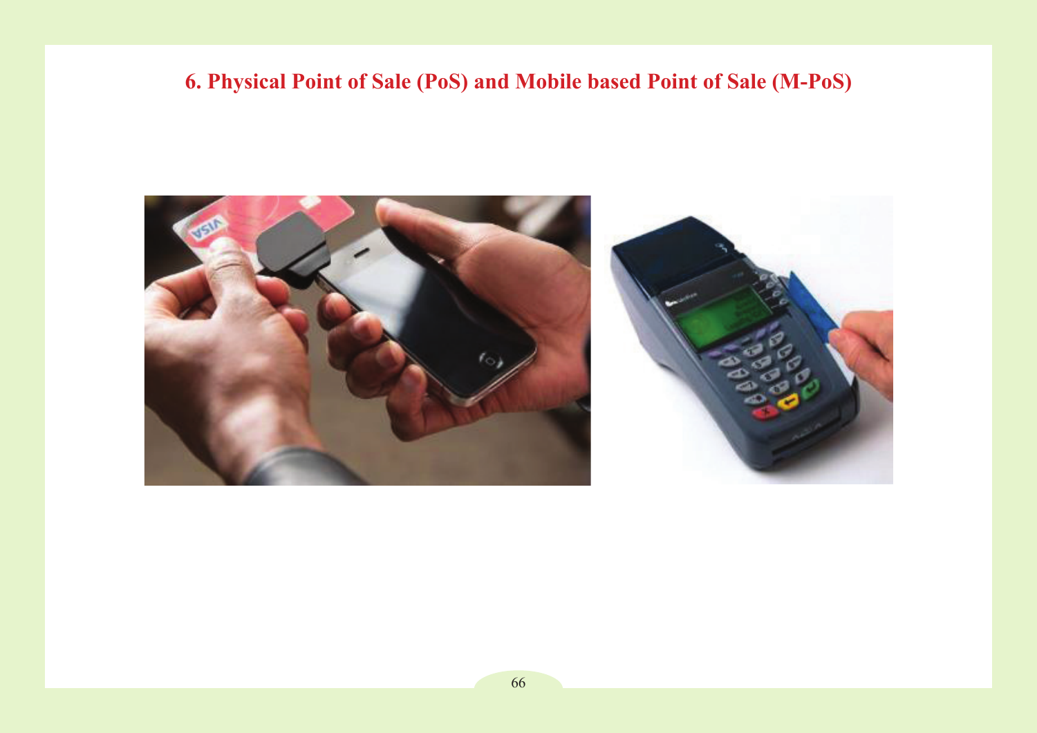# 6. Physical Point of Sale (PoS) and Mobile based Point of Sale (M-PoS)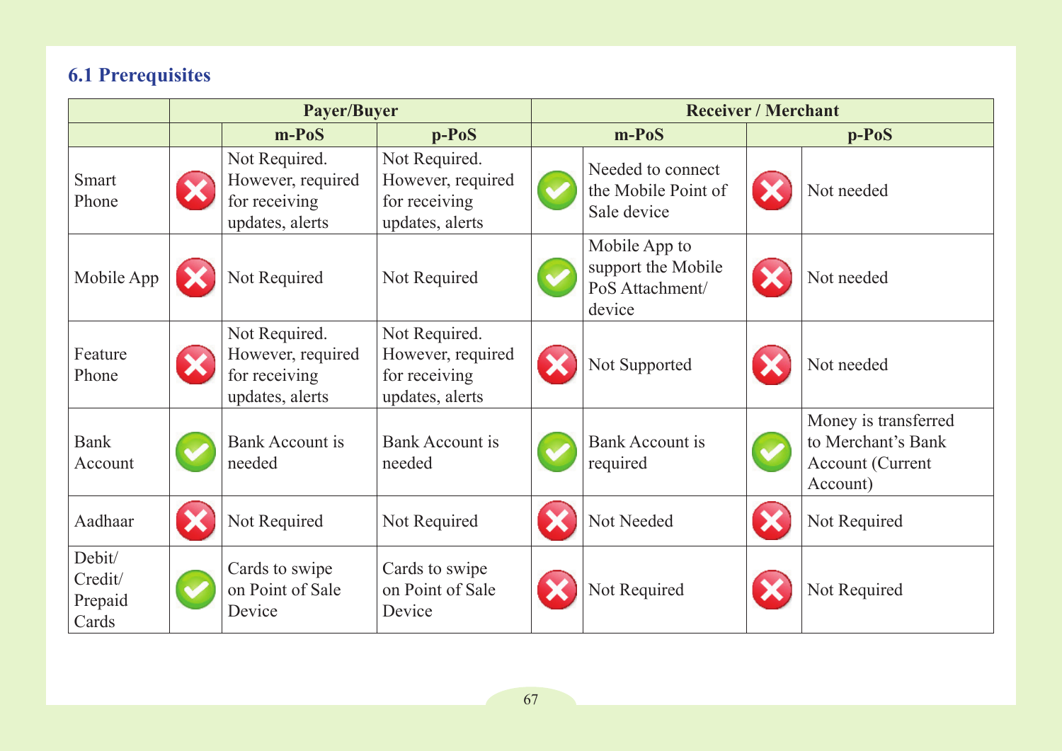## 6.1 Prerequisites

| | Payer/Buyer | | | Receiver / Merchant | | | |
|---|---|---|---|---|---|---|---|
| | | m-PoS | p-PoS | m-PoS | | p-PoS | |
| Smart Phone | ✗ | Not Required. However, required for receiving updates, alerts | Not Required. However, required for receiving updates, alerts | ✓ | Needed to connect the Mobile Point of Sale device | ✗ | Not needed |
| Mobile App | ✗ | Not Required | Not Required | ✓ | Mobile App to support the Mobile PoS Attachment/ device | ✗ | Not needed |
| Feature Phone | ✗ | Not Required. However, required for receiving updates, alerts | Not Required. However, required for receiving updates, alerts | ✗ | Not Supported | ✗ | Not needed |
| Bank Account | ✓ | Bank Account is needed | Bank Account is needed | ✓ | Bank Account is required | ✓ | Money is transferred to Merchant's Bank Account (Current Account) |
| Aadhaar | ✗ | Not Required | Not Required | ✗ | Not Needed | ✗ | Not Required |
| Debit/ Credit/ Prepaid Cards | ✓ | Cards to swipe on Point of Sale Device | Cards to swipe on Point of Sale Device | ✗ | Not Required | ✗ | Not Required |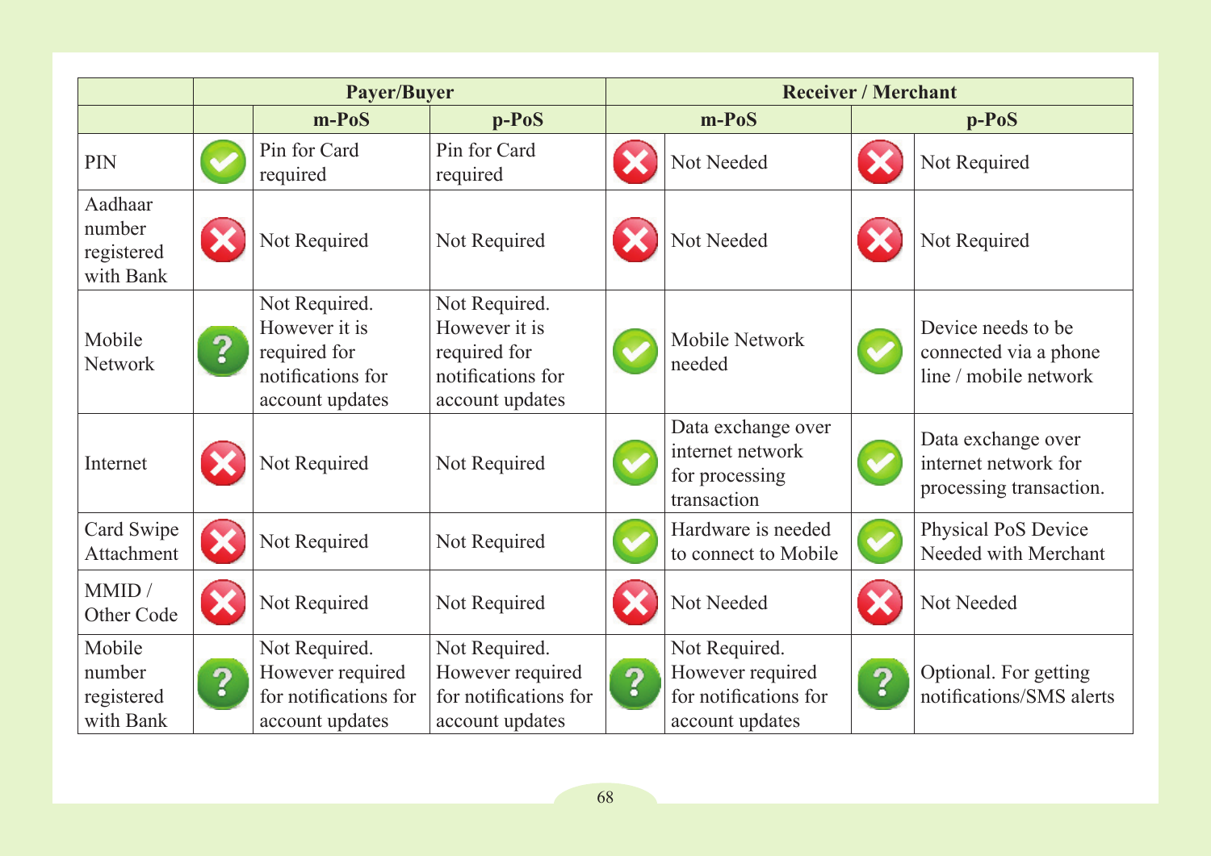| | Payer/Buyer | | | Receiver / Merchant | | | |
|---|---|---|---|---|---|---|---|
| | | m-PoS | p-PoS | m-PoS | | p-PoS | |
| PIN | ✔ | Pin for Card required | Pin for Card required | ✖ | Not Needed | ✖ | Not Required |
| Aadhaar number registered with Bank | ✖ | Not Required | Not Required | ✖ | Not Needed | ✖ | Not Required |
| Mobile Network | ? | Not Required. However it is required for notifications for account updates | Not Required. However it is required for notifications for account updates | ✔ | Mobile Network needed | ✔ | Device needs to be connected via a phone line / mobile network |
| Internet | ✖ | Not Required | Not Required | ✔ | Data exchange over internet network for processing transaction | ✔ | Data exchange over internet network for processing transaction. |
| Card Swipe Attachment | ✖ | Not Required | Not Required | ✔ | Hardware is needed to connect to Mobile | ✔ | Physical PoS Device Needed with Merchant |
| MMID / Other Code | ✖ | Not Required | Not Required | ✖ | Not Needed | ✖ | Not Needed |
| Mobile number registered with Bank | ? | Not Required. However required for notifications for account updates | Not Required. However required for notifications for account updates | ? | Not Required. However required for notifications for account updates | ? | Optional. For getting notifications/SMS alerts |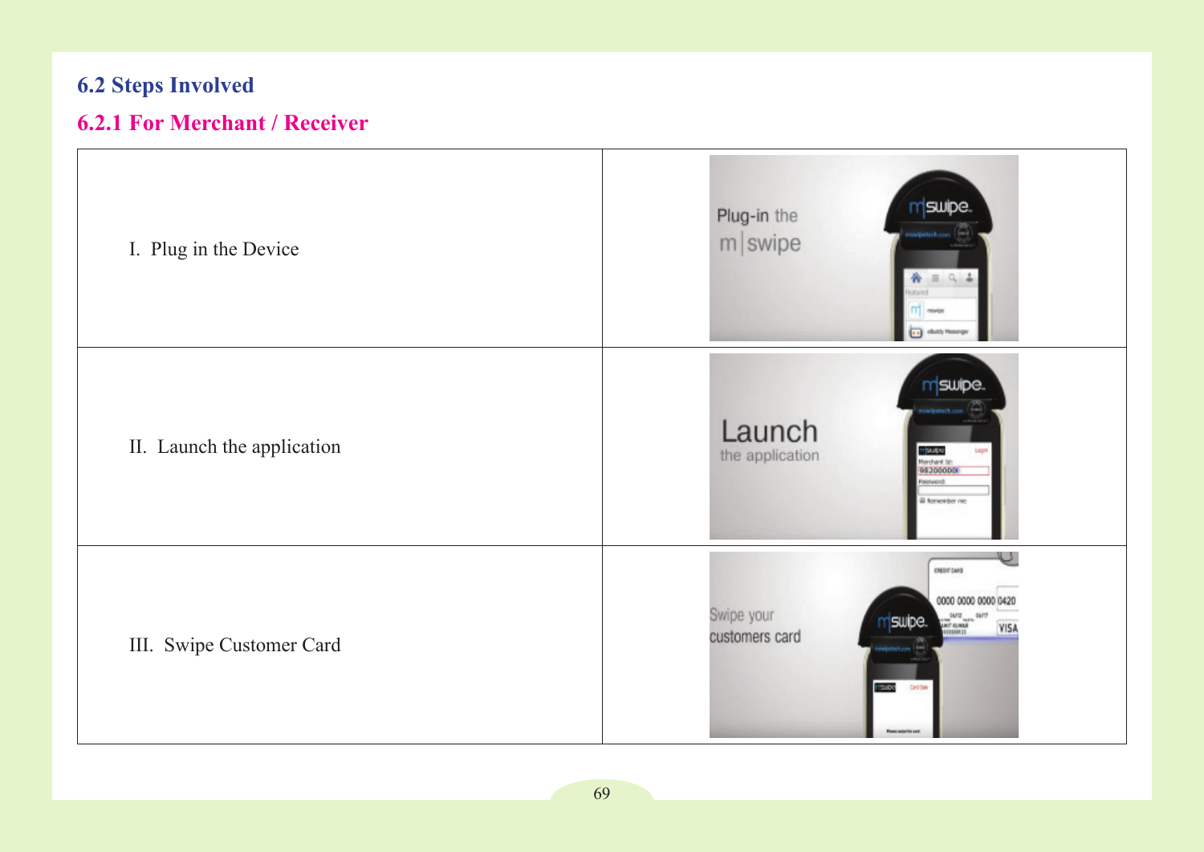## 6.2 Steps Involved

### 6.2.1 For Merchant / Receiver

| | |
|---|---|
| I. Plug in the Device | |
| II. Launch the application | |
| III. Swipe Customer Card | |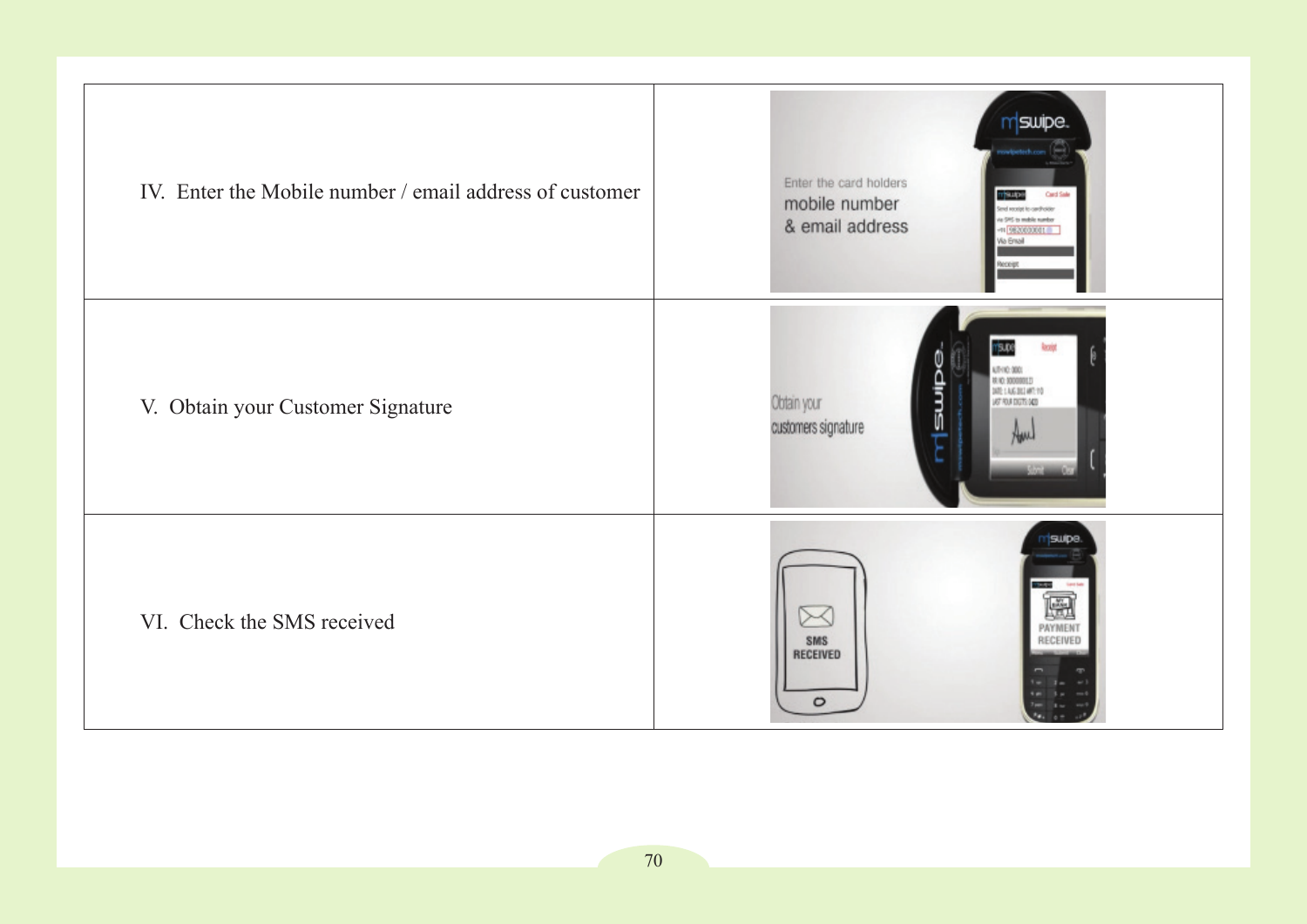| | |
|---|---|
| IV. Enter the Mobile number / email address of customer | |
| V. Obtain your Customer Signature | |
| VI. Check the SMS received | |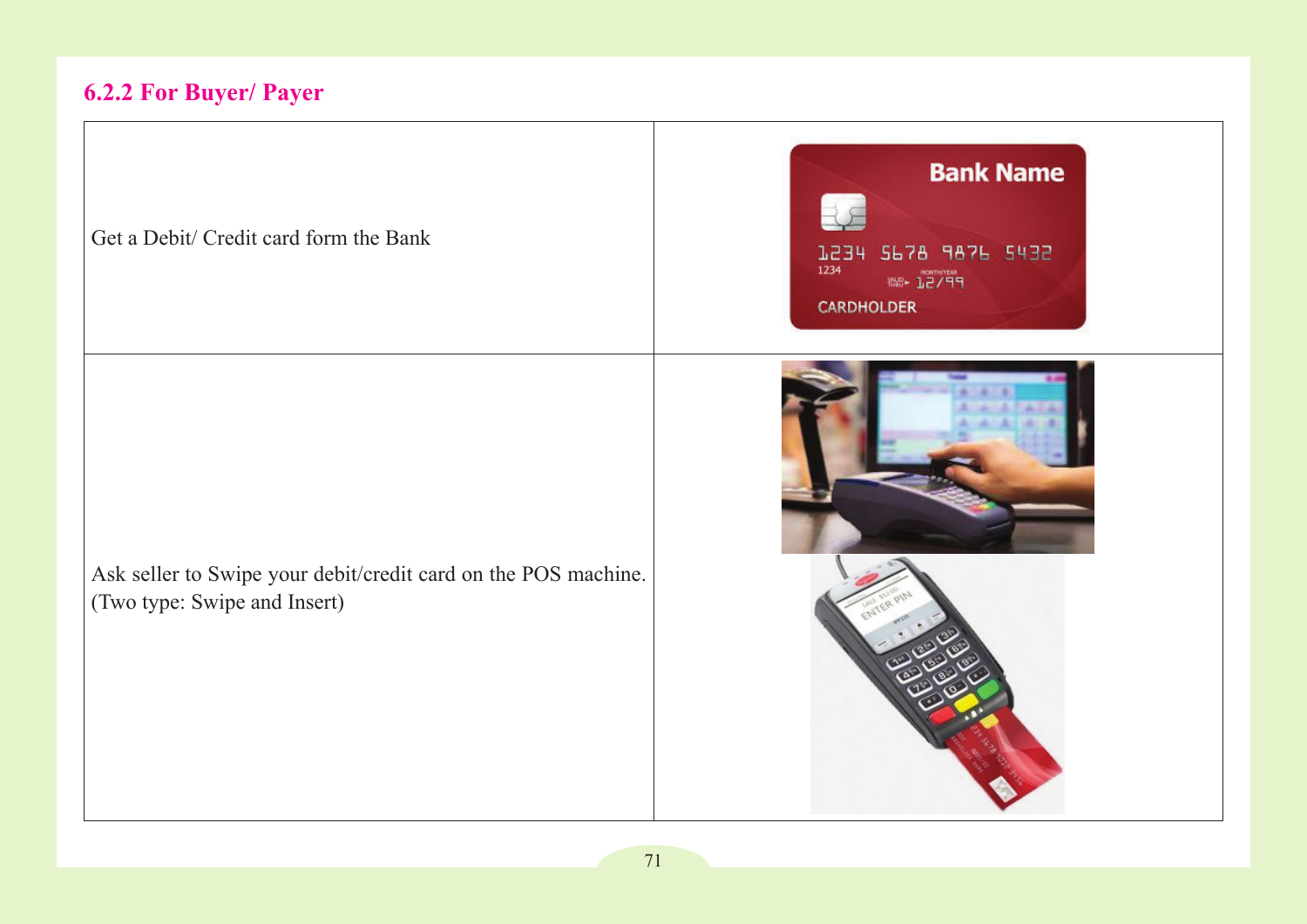### 6.2.2 For Buyer/ Payer

| | |
|---|---|
| Get a Debit/ Credit card form the Bank | |
| Ask seller to Swipe your debit/credit card on the POS machine. (Two type: Swipe and Insert) | |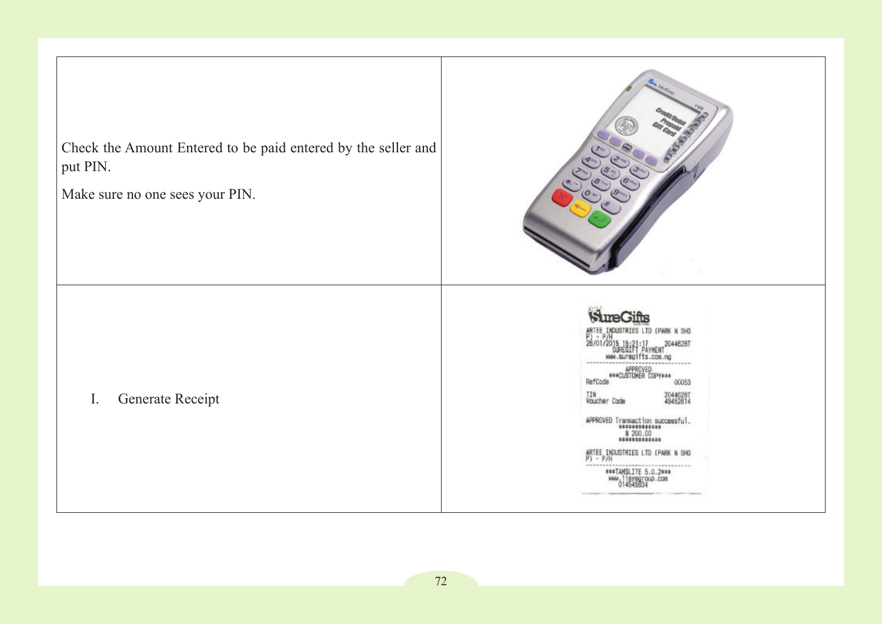| | |
|---|---|
| Check the Amount Entered to be paid entered by the seller and put PIN.<br><br>Make sure no one sees your PIN. | |
| I. Generate Receipt | |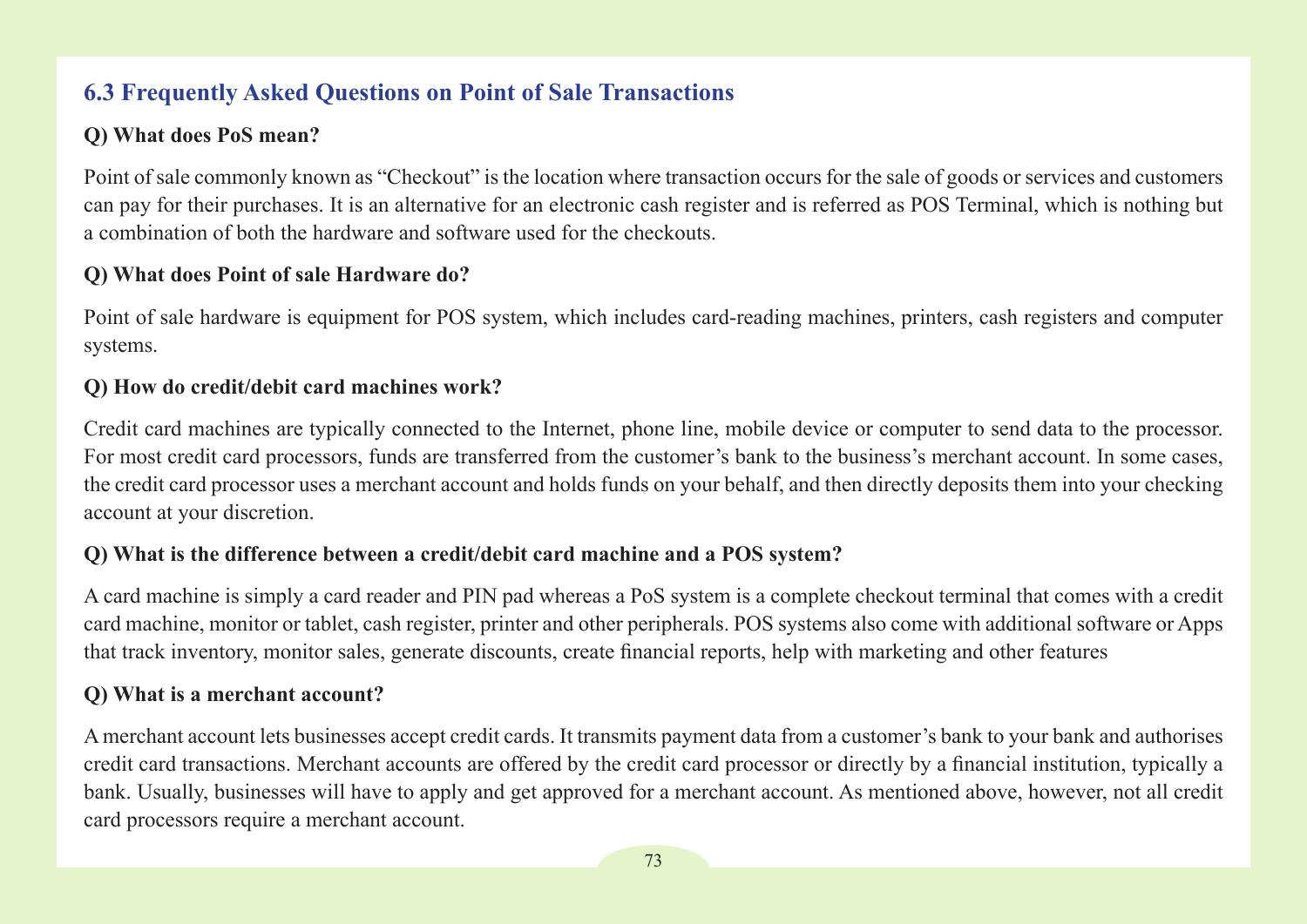## 6.3 Frequently Asked Questions on Point of Sale Transactions

**Q) What does PoS mean?**

Point of sale commonly known as “Checkout” is the location where transaction occurs for the sale of goods or services and customers can pay for their purchases. It is an alternative for an electronic cash register and is referred as POS Terminal, which is nothing but a combination of both the hardware and software used for the checkouts.

**Q) What does Point of sale Hardware do?**

Point of sale hardware is equipment for POS system, which includes card-reading machines, printers, cash registers and computer systems.

**Q) How do credit/debit card machines work?**

Credit card machines are typically connected to the Internet, phone line, mobile device or computer to send data to the processor. For most credit card processors, funds are transferred from the customer’s bank to the business’s merchant account. In some cases, the credit card processor uses a merchant account and holds funds on your behalf, and then directly deposits them into your checking account at your discretion.

**Q) What is the difference between a credit/debit card machine and a POS system?**

A card machine is simply a card reader and PIN pad whereas a PoS system is a complete checkout terminal that comes with a credit card machine, monitor or tablet, cash register, printer and other peripherals. POS systems also come with additional software or Apps that track inventory, monitor sales, generate discounts, create financial reports, help with marketing and other features

**Q) What is a merchant account?**

A merchant account lets businesses accept credit cards. It transmits payment data from a customer’s bank to your bank and authorises credit card transactions. Merchant accounts are offered by the credit card processor or directly by a financial institution, typically a bank. Usually, businesses will have to apply and get approved for a merchant account. As mentioned above, however, not all credit card processors require a merchant account.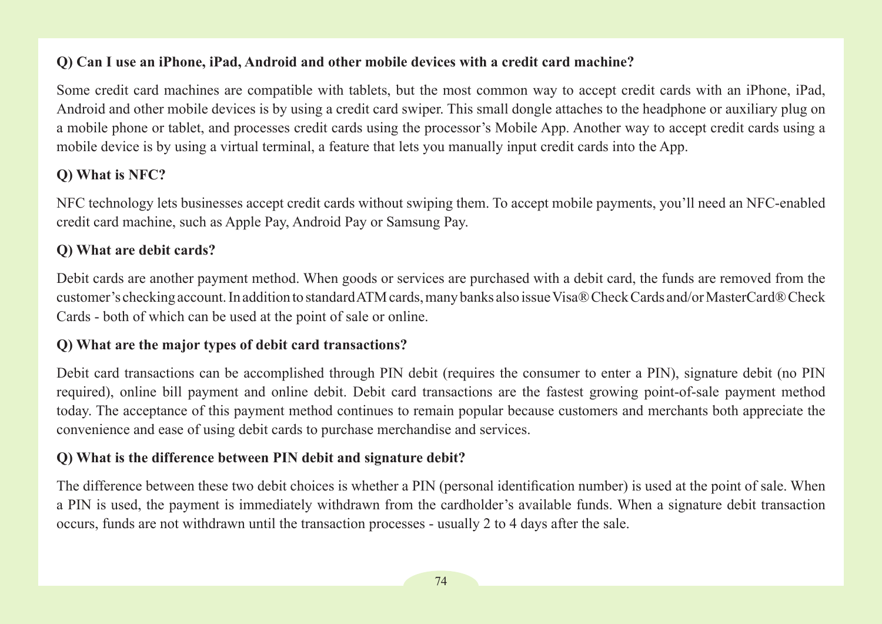**Q) Can I use an iPhone, iPad, Android and other mobile devices with a credit card machine?**

Some credit card machines are compatible with tablets, but the most common way to accept credit cards with an iPhone, iPad, Android and other mobile devices is by using a credit card swiper. This small dongle attaches to the headphone or auxiliary plug on a mobile phone or tablet, and processes credit cards using the processor's Mobile App. Another way to accept credit cards using a mobile device is by using a virtual terminal, a feature that lets you manually input credit cards into the App.

**Q) What is NFC?**

NFC technology lets businesses accept credit cards without swiping them. To accept mobile payments, you'll need an NFC-enabled credit card machine, such as Apple Pay, Android Pay or Samsung Pay.

**Q) What are debit cards?**

Debit cards are another payment method. When goods or services are purchased with a debit card, the funds are removed from the customer's checking account. In addition to standard ATM cards, many banks also issue Visa® Check Cards and/or MasterCard® Check Cards - both of which can be used at the point of sale or online.

**Q) What are the major types of debit card transactions?**

Debit card transactions can be accomplished through PIN debit (requires the consumer to enter a PIN), signature debit (no PIN required), online bill payment and online debit. Debit card transactions are the fastest growing point-of-sale payment method today. The acceptance of this payment method continues to remain popular because customers and merchants both appreciate the convenience and ease of using debit cards to purchase merchandise and services.

**Q) What is the difference between PIN debit and signature debit?**

The difference between these two debit choices is whether a PIN (personal identification number) is used at the point of sale. When a PIN is used, the payment is immediately withdrawn from the cardholder's available funds. When a signature debit transaction occurs, funds are not withdrawn until the transaction processes - usually 2 to 4 days after the sale.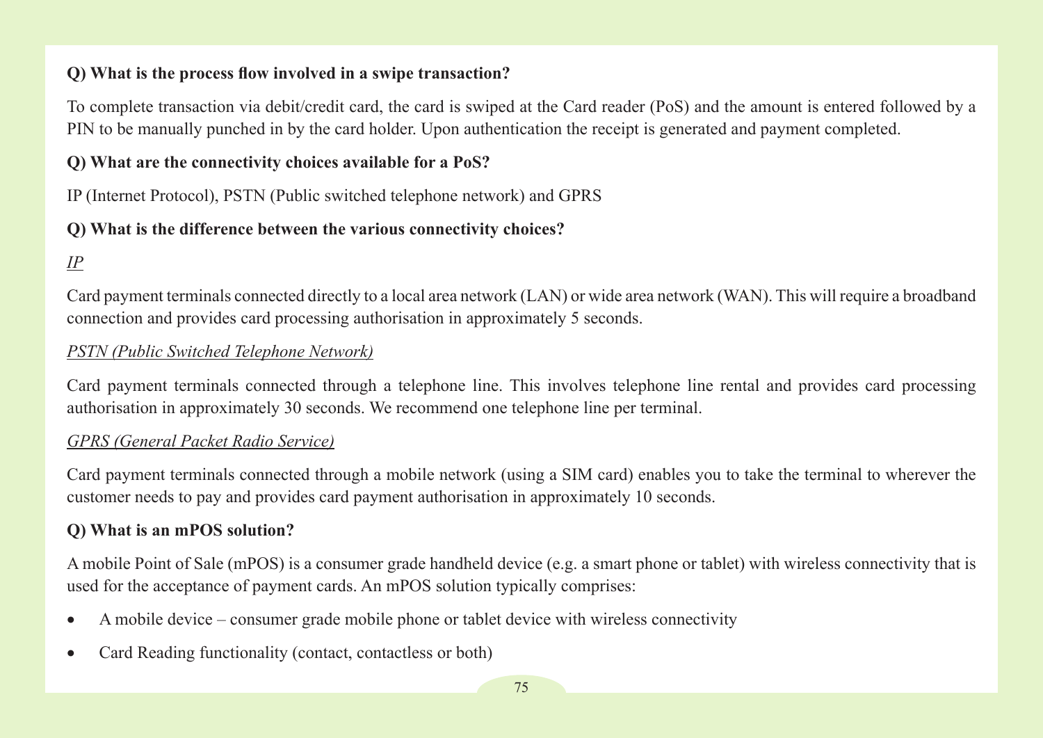**Q) What is the process flow involved in a swipe transaction?**

To complete transaction via debit/credit card, the card is swiped at the Card reader (PoS) and the amount is entered followed by a PIN to be manually punched in by the card holder. Upon authentication the receipt is generated and payment completed.

**Q) What are the connectivity choices available for a PoS?**

IP (Internet Protocol), PSTN (Public switched telephone network) and GPRS

**Q) What is the difference between the various connectivity choices?**

*IP*

Card payment terminals connected directly to a local area network (LAN) or wide area network (WAN). This will require a broadband connection and provides card processing authorisation in approximately 5 seconds.

*PSTN (Public Switched Telephone Network)*

Card payment terminals connected through a telephone line. This involves telephone line rental and provides card processing authorisation in approximately 30 seconds. We recommend one telephone line per terminal.

*GPRS (General Packet Radio Service)*

Card payment terminals connected through a mobile network (using a SIM card) enables you to take the terminal to wherever the customer needs to pay and provides card payment authorisation in approximately 10 seconds.

**Q) What is an mPOS solution?**

A mobile Point of Sale (mPOS) is a consumer grade handheld device (e.g. a smart phone or tablet) with wireless connectivity that is used for the acceptance of payment cards. An mPOS solution typically comprises:

- A mobile device – consumer grade mobile phone or tablet device with wireless connectivity
- Card Reading functionality (contact, contactless or both)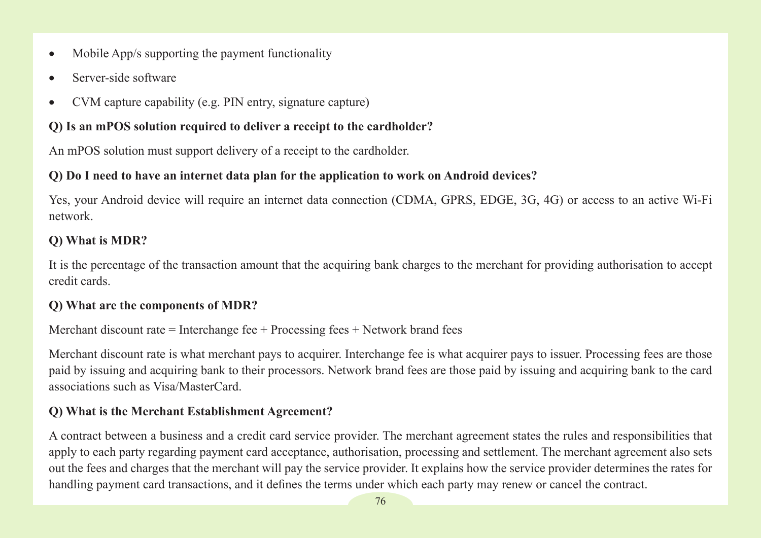- Mobile App/s supporting the payment functionality
- Server-side software
- CVM capture capability (e.g. PIN entry, signature capture)

**Q) Is an mPOS solution required to deliver a receipt to the cardholder?**

An mPOS solution must support delivery of a receipt to the cardholder.

**Q) Do I need to have an internet data plan for the application to work on Android devices?**

Yes, your Android device will require an internet data connection (CDMA, GPRS, EDGE, 3G, 4G) or access to an active Wi-Fi network.

**Q) What is MDR?**

It is the percentage of the transaction amount that the acquiring bank charges to the merchant for providing authorisation to accept credit cards.

**Q) What are the components of MDR?**

Merchant discount rate = Interchange fee + Processing fees + Network brand fees

Merchant discount rate is what merchant pays to acquirer. Interchange fee is what acquirer pays to issuer. Processing fees are those paid by issuing and acquiring bank to their processors. Network brand fees are those paid by issuing and acquiring bank to the card associations such as Visa/MasterCard.

**Q) What is the Merchant Establishment Agreement?**

A contract between a business and a credit card service provider. The merchant agreement states the rules and responsibilities that apply to each party regarding payment card acceptance, authorisation, processing and settlement. The merchant agreement also sets out the fees and charges that the merchant will pay the service provider. It explains how the service provider determines the rates for handling payment card transactions, and it defines the terms under which each party may renew or cancel the contract.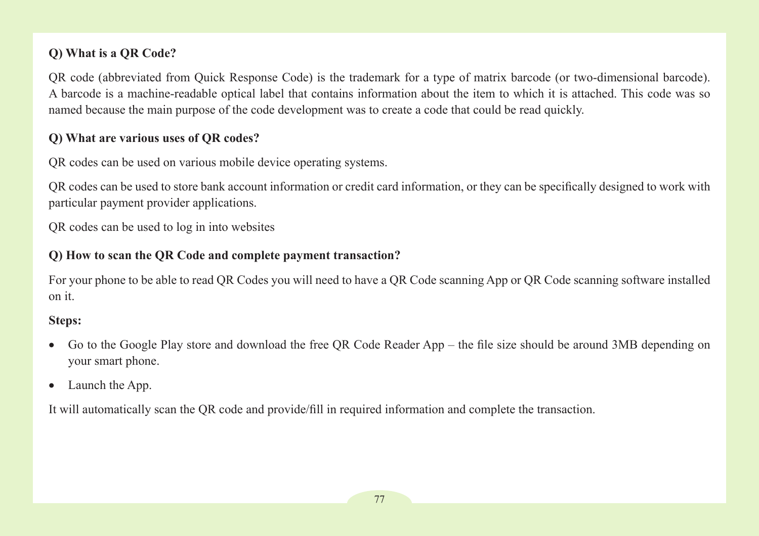**Q) What is a QR Code?**

QR code (abbreviated from Quick Response Code) is the trademark for a type of matrix barcode (or two-dimensional barcode). A barcode is a machine-readable optical label that contains information about the item to which it is attached. This code was so named because the main purpose of the code development was to create a code that could be read quickly.

**Q) What are various uses of QR codes?**

QR codes can be used on various mobile device operating systems.

QR codes can be used to store bank account information or credit card information, or they can be specifically designed to work with particular payment provider applications.

QR codes can be used to log in into websites

**Q) How to scan the QR Code and complete payment transaction?**

For your phone to be able to read QR Codes you will need to have a QR Code scanning App or QR Code scanning software installed on it.

**Steps:**

- Go to the Google Play store and download the free QR Code Reader App – the file size should be around 3MB depending on your smart phone.
- Launch the App.

It will automatically scan the QR code and provide/fill in required information and complete the transaction.